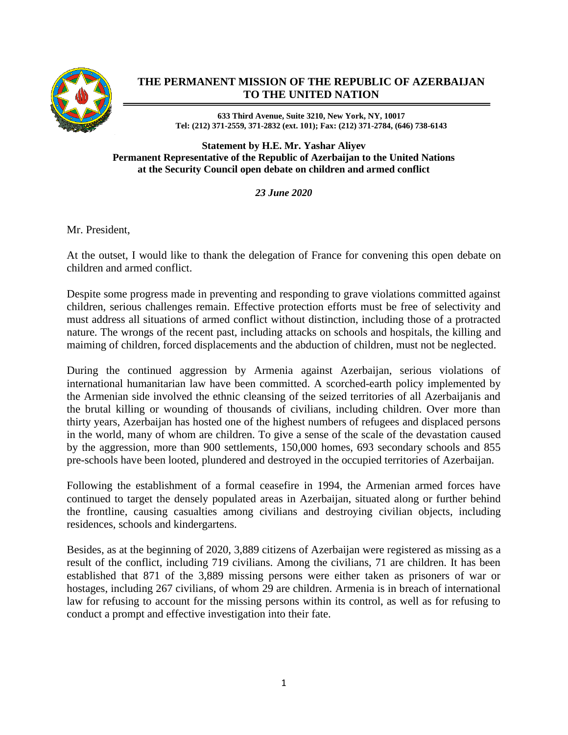# THE PERMANENT MISSION OF THE REPUBLIC OF AZERBAIJAN TO THE UNITED NATION

**633 Third Avenue, Suite 3210, New York, NY, 10017**
**Tel: (212) 371-2559, 371-2832 (ext. 101); Fax: (212) 371-2784, (646) 738-6143**

**Statement by H.E. Mr. Yashar Aliyev**
**Permanent Representative of the Republic of Azerbaijan to the United Nations**
**at the Security Council open debate on children and armed conflict**

***23 June 2020***

Mr. President,

At the outset, I would like to thank the delegation of France for convening this open debate on children and armed conflict.

Despite some progress made in preventing and responding to grave violations committed against children, serious challenges remain. Effective protection efforts must be free of selectivity and must address all situations of armed conflict without distinction, including those of a protracted nature. The wrongs of the recent past, including attacks on schools and hospitals, the killing and maiming of children, forced displacements and the abduction of children, must not be neglected.

During the continued aggression by Armenia against Azerbaijan, serious violations of international humanitarian law have been committed. A scorched-earth policy implemented by the Armenian side involved the ethnic cleansing of the seized territories of all Azerbaijanis and the brutal killing or wounding of thousands of civilians, including children. Over more than thirty years, Azerbaijan has hosted one of the highest numbers of refugees and displaced persons in the world, many of whom are children. To give a sense of the scale of the devastation caused by the aggression, more than 900 settlements, 150,000 homes, 693 secondary schools and 855 pre-schools have been looted, plundered and destroyed in the occupied territories of Azerbaijan.

Following the establishment of a formal ceasefire in 1994, the Armenian armed forces have continued to target the densely populated areas in Azerbaijan, situated along or further behind the frontline, causing casualties among civilians and destroying civilian objects, including residences, schools and kindergartens.

Besides, as at the beginning of 2020, 3,889 citizens of Azerbaijan were registered as missing as a result of the conflict, including 719 civilians. Among the civilians, 71 are children. It has been established that 871 of the 3,889 missing persons were either taken as prisoners of war or hostages, including 267 civilians, of whom 29 are children. Armenia is in breach of international law for refusing to account for the missing persons within its control, as well as for refusing to conduct a prompt and effective investigation into their fate.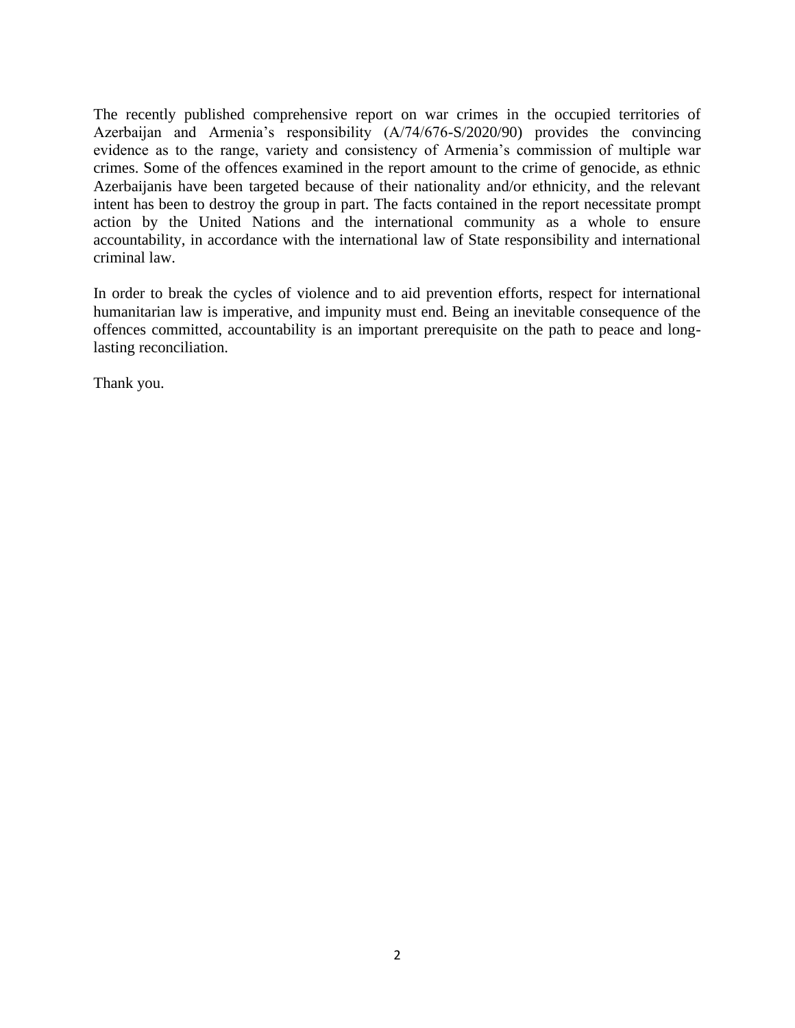The recently published comprehensive report on war crimes in the occupied territories of Azerbaijan and Armenia's responsibility (A/74/676-S/2020/90) provides the convincing evidence as to the range, variety and consistency of Armenia's commission of multiple war crimes. Some of the offences examined in the report amount to the crime of genocide, as ethnic Azerbaijanis have been targeted because of their nationality and/or ethnicity, and the relevant intent has been to destroy the group in part. The facts contained in the report necessitate prompt action by the United Nations and the international community as a whole to ensure accountability, in accordance with the international law of State responsibility and international criminal law.

In order to break the cycles of violence and to aid prevention efforts, respect for international humanitarian law is imperative, and impunity must end. Being an inevitable consequence of the offences committed, accountability is an important prerequisite on the path to peace and long-lasting reconciliation.

Thank you.